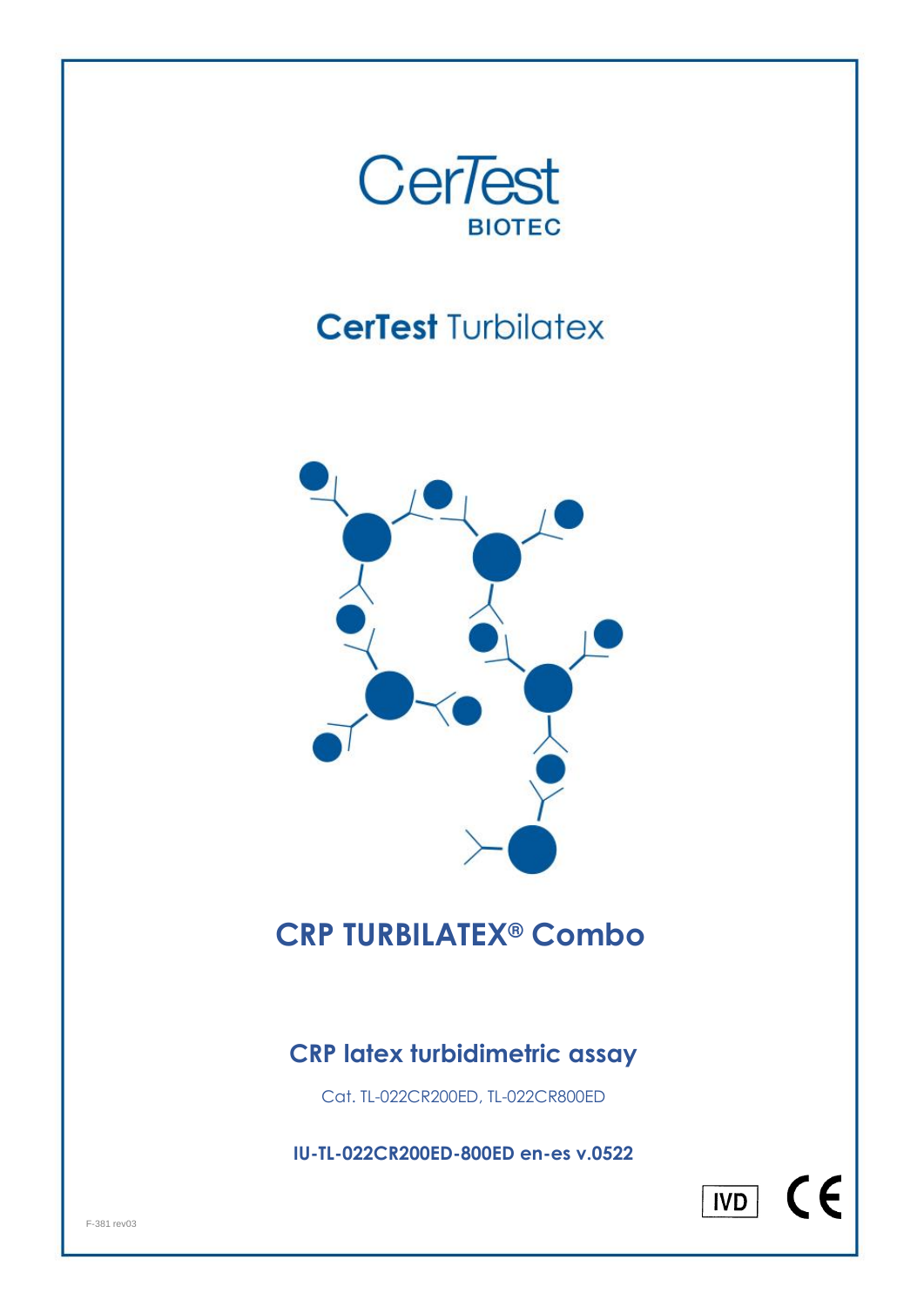CerTest
BIOTEC

# CerTest Turbilatex

# CRP TURBILATEX® Combo

## CRP latex turbidimetric assay

Cat. TL-022CR200ED, TL-022CR800ED

**IU-TL-022CR200ED-800ED en-es v.0522**

IVD CE

F-381 rev03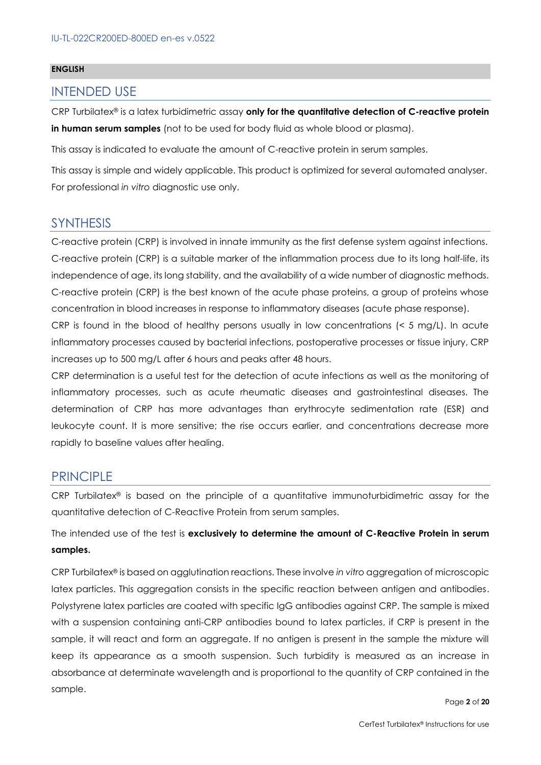**ENGLISH**

## INTENDED USE

CRP Turbilatex® is a latex turbidimetric assay **only for the quantitative detection of C-reactive protein in human serum samples** (not to be used for body fluid as whole blood or plasma).

This assay is indicated to evaluate the amount of C-reactive protein in serum samples.

This assay is simple and widely applicable. This product is optimized for several automated analyser. For professional *in vitro* diagnostic use only.

## SYNTHESIS

C-reactive protein (CRP) is involved in innate immunity as the first defense system against infections. C-reactive protein (CRP) is a suitable marker of the inflammation process due to its long half-life, its independence of age, its long stability, and the availability of a wide number of diagnostic methods. C-reactive protein (CRP) is the best known of the acute phase proteins, a group of proteins whose concentration in blood increases in response to inflammatory diseases (acute phase response).

CRP is found in the blood of healthy persons usually in low concentrations (< 5 mg/L). In acute inflammatory processes caused by bacterial infections, postoperative processes or tissue injury, CRP increases up to 500 mg/L after 6 hours and peaks after 48 hours.

CRP determination is a useful test for the detection of acute infections as well as the monitoring of inflammatory processes, such as acute rheumatic diseases and gastrointestinal diseases. The determination of CRP has more advantages than erythrocyte sedimentation rate (ESR) and leukocyte count. It is more sensitive; the rise occurs earlier, and concentrations decrease more rapidly to baseline values after healing.

## PRINCIPLE

CRP Turbilatex® is based on the principle of a quantitative immunoturbidimetric assay for the quantitative detection of C-Reactive Protein from serum samples.

The intended use of the test is **exclusively to determine the amount of C-Reactive Protein in serum samples.**

CRP Turbilatex® is based on agglutination reactions. These involve *in vitro* aggregation of microscopic latex particles. This aggregation consists in the specific reaction between antigen and antibodies. Polystyrene latex particles are coated with specific IgG antibodies against CRP. The sample is mixed with a suspension containing anti-CRP antibodies bound to latex particles, if CRP is present in the sample, it will react and form an aggregate. If no antigen is present in the sample the mixture will keep its appearance as a smooth suspension. Such turbidity is measured as an increase in absorbance at determinate wavelength and is proportional to the quantity of CRP contained in the sample.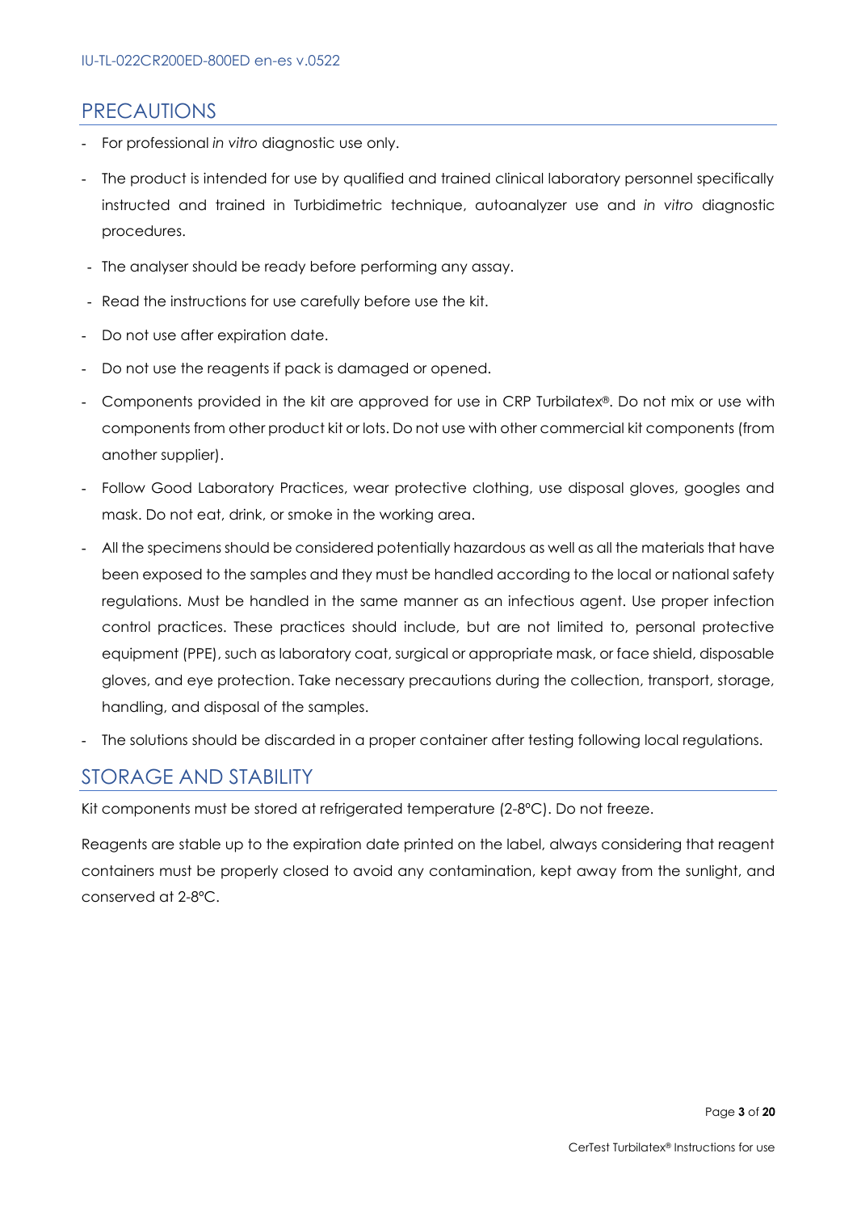## PRECAUTIONS

- For professional *in vitro* diagnostic use only.
- The product is intended for use by qualified and trained clinical laboratory personnel specifically instructed and trained in Turbidimetric technique, autoanalyzer use and *in vitro* diagnostic procedures.
- The analyser should be ready before performing any assay.
- Read the instructions for use carefully before use the kit.
- Do not use after expiration date.
- Do not use the reagents if pack is damaged or opened.
- Components provided in the kit are approved for use in CRP Turbilatex®. Do not mix or use with components from other product kit or lots. Do not use with other commercial kit components (from another supplier).
- Follow Good Laboratory Practices, wear protective clothing, use disposal gloves, googles and mask. Do not eat, drink, or smoke in the working area.
- All the specimens should be considered potentially hazardous as well as all the materials that have been exposed to the samples and they must be handled according to the local or national safety regulations. Must be handled in the same manner as an infectious agent. Use proper infection control practices. These practices should include, but are not limited to, personal protective equipment (PPE), such as laboratory coat, surgical or appropriate mask, or face shield, disposable gloves, and eye protection. Take necessary precautions during the collection, transport, storage, handling, and disposal of the samples.
- The solutions should be discarded in a proper container after testing following local regulations.

## STORAGE AND STABILITY

Kit components must be stored at refrigerated temperature (2-8ºC). Do not freeze.

Reagents are stable up to the expiration date printed on the label, always considering that reagent containers must be properly closed to avoid any contamination, kept away from the sunlight, and conserved at 2-8ºC.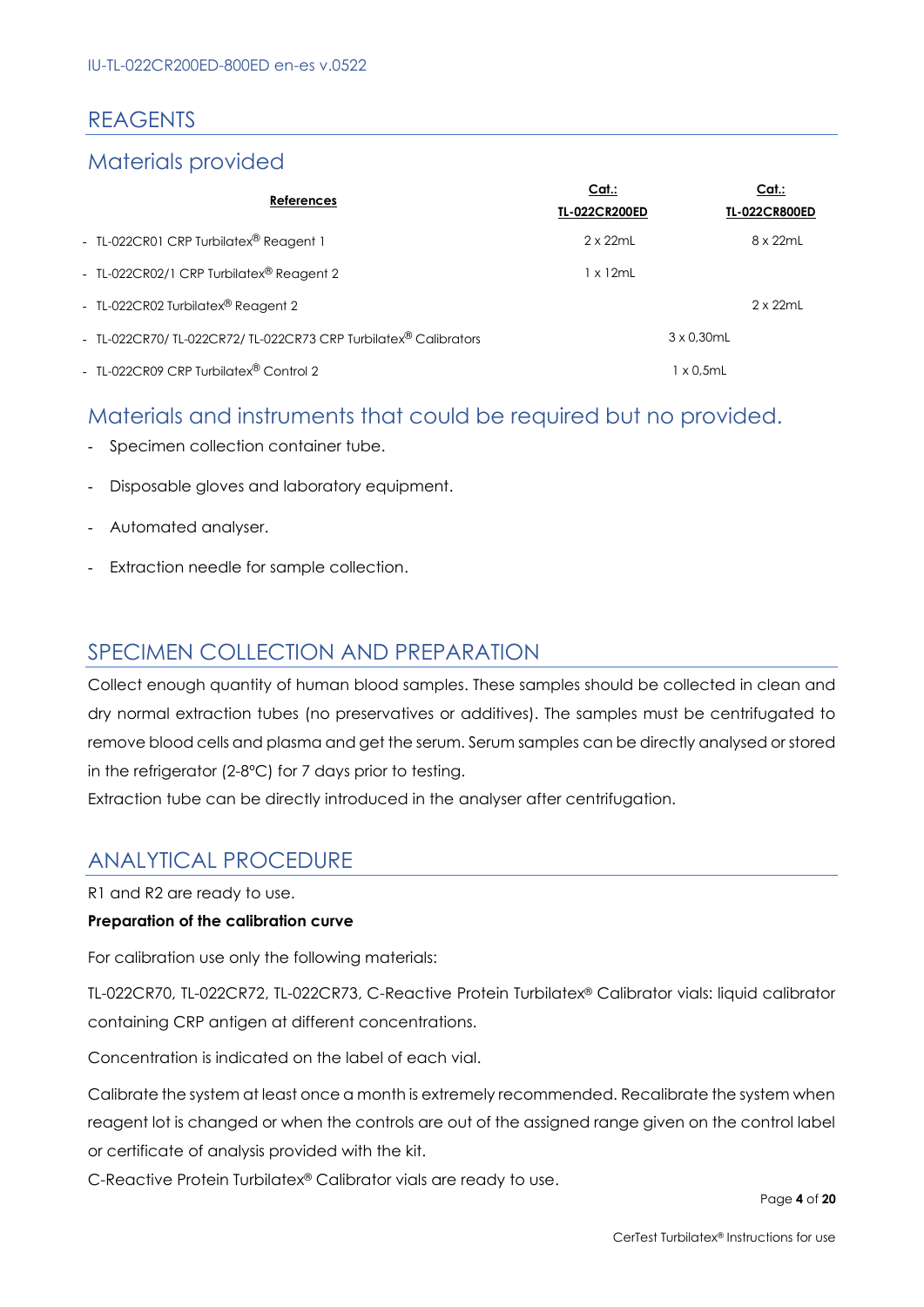# REAGENTS

## Materials provided

| References | Cat.: TL-022CR200ED | Cat.: TL-022CR800ED |
|---|---|---|
| - TL-022CR01 CRP Turbilatex® Reagent 1 | 2 x 22mL | 8 x 22mL |
| - TL-022CR02/1 CRP Turbilatex® Reagent 2 | 1 x 12mL | |
| - TL-022CR02 Turbilatex® Reagent 2 | | 2 x 22mL |
| - TL-022CR70/ TL-022CR72/ TL-022CR73 CRP Turbilatex® Calibrators | 3 x 0,30mL | |
| - TL-022CR09 CRP Turbilatex® Control 2 | 1 x 0,5mL | |

## Materials and instruments that could be required but no provided.

- Specimen collection container tube.
- Disposable gloves and laboratory equipment.
- Automated analyser.
- Extraction needle for sample collection.

# SPECIMEN COLLECTION AND PREPARATION

Collect enough quantity of human blood samples. These samples should be collected in clean and dry normal extraction tubes (no preservatives or additives). The samples must be centrifugated to remove blood cells and plasma and get the serum. Serum samples can be directly analysed or stored in the refrigerator (2-8ºC) for 7 days prior to testing.

Extraction tube can be directly introduced in the analyser after centrifugation.

# ANALYTICAL PROCEDURE

R1 and R2 are ready to use.

**Preparation of the calibration curve**

For calibration use only the following materials:

TL-022CR70, TL-022CR72, TL-022CR73, C-Reactive Protein Turbilatex® Calibrator vials: liquid calibrator containing CRP antigen at different concentrations.

Concentration is indicated on the label of each vial.

Calibrate the system at least once a month is extremely recommended. Recalibrate the system when reagent lot is changed or when the controls are out of the assigned range given on the control label or certificate of analysis provided with the kit.

C-Reactive Protein Turbilatex® Calibrator vials are ready to use.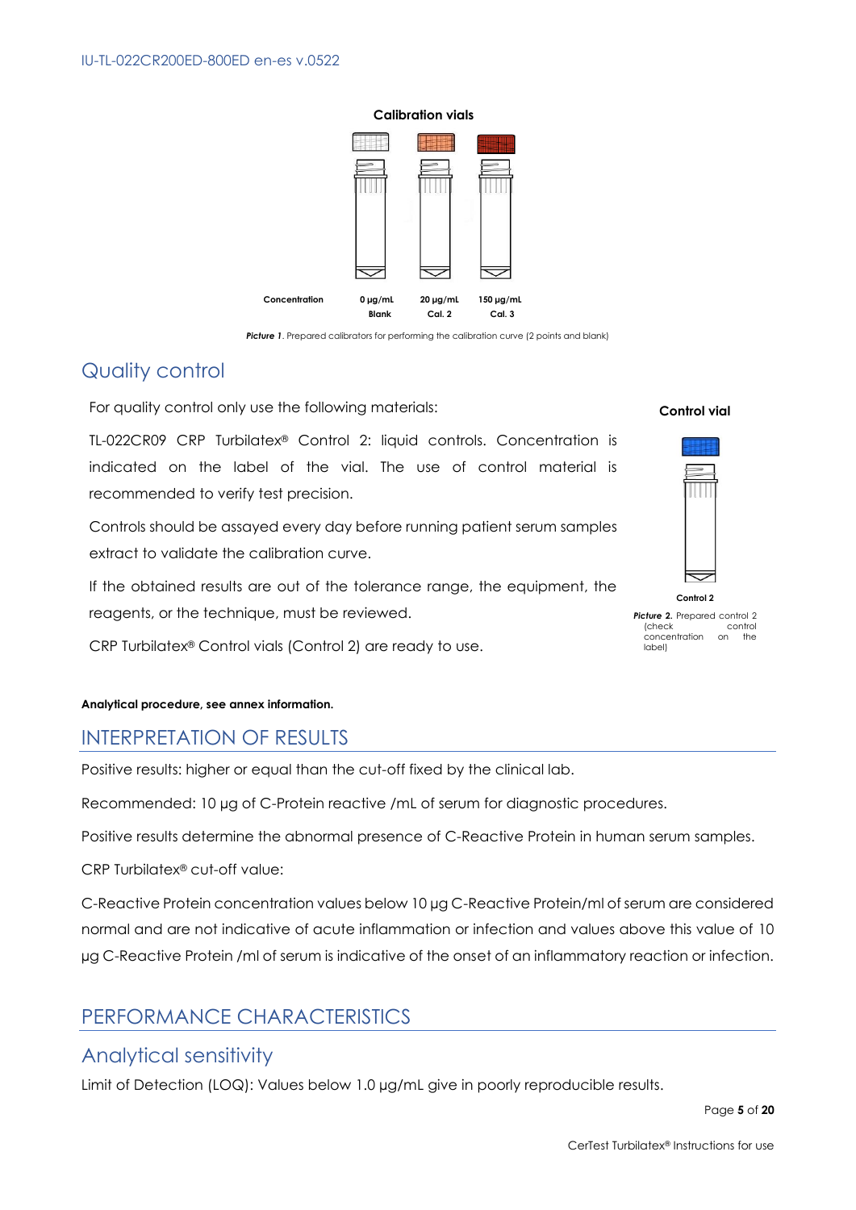**Calibration vials**

| Concentration | 0 µg/mL | 20 µg/mL | 150 µg/mL |
|---|---|---|---|
| | Blank | Cal. 2 | Cal. 3 |

***Picture 1***. Prepared calibrators for performing the calibration curve (2 points and blank)

## Quality control

For quality control only use the following materials:

TL-022CR09 CRP Turbilatex® Control 2: liquid controls. Concentration is indicated on the label of the vial. The use of control material is recommended to verify test precision.

Controls should be assayed every day before running patient serum samples extract to validate the calibration curve.

If the obtained results are out of the tolerance range, the equipment, the reagents, or the technique, must be reviewed.

CRP Turbilatex® Control vials (Control 2) are ready to use.

**Control vial**

Control 2

***Picture 2.*** Prepared control 2 (check control concentration on the label)

**Analytical procedure, see annex information.**

# INTERPRETATION OF RESULTS

Positive results: higher or equal than the cut-off fixed by the clinical lab.

Recommended: 10 µg of C-Protein reactive /mL of serum for diagnostic procedures.

Positive results determine the abnormal presence of C-Reactive Protein in human serum samples.

CRP Turbilatex® cut-off value:

C-Reactive Protein concentration values below 10 µg C-Reactive Protein/ml of serum are considered normal and are not indicative of acute inflammation or infection and values above this value of 10 µg C-Reactive Protein /ml of serum is indicative of the onset of an inflammatory reaction or infection.

# PERFORMANCE CHARACTERISTICS

## Analytical sensitivity

Limit of Detection (LOQ): Values below 1.0 µg/mL give in poorly reproducible results.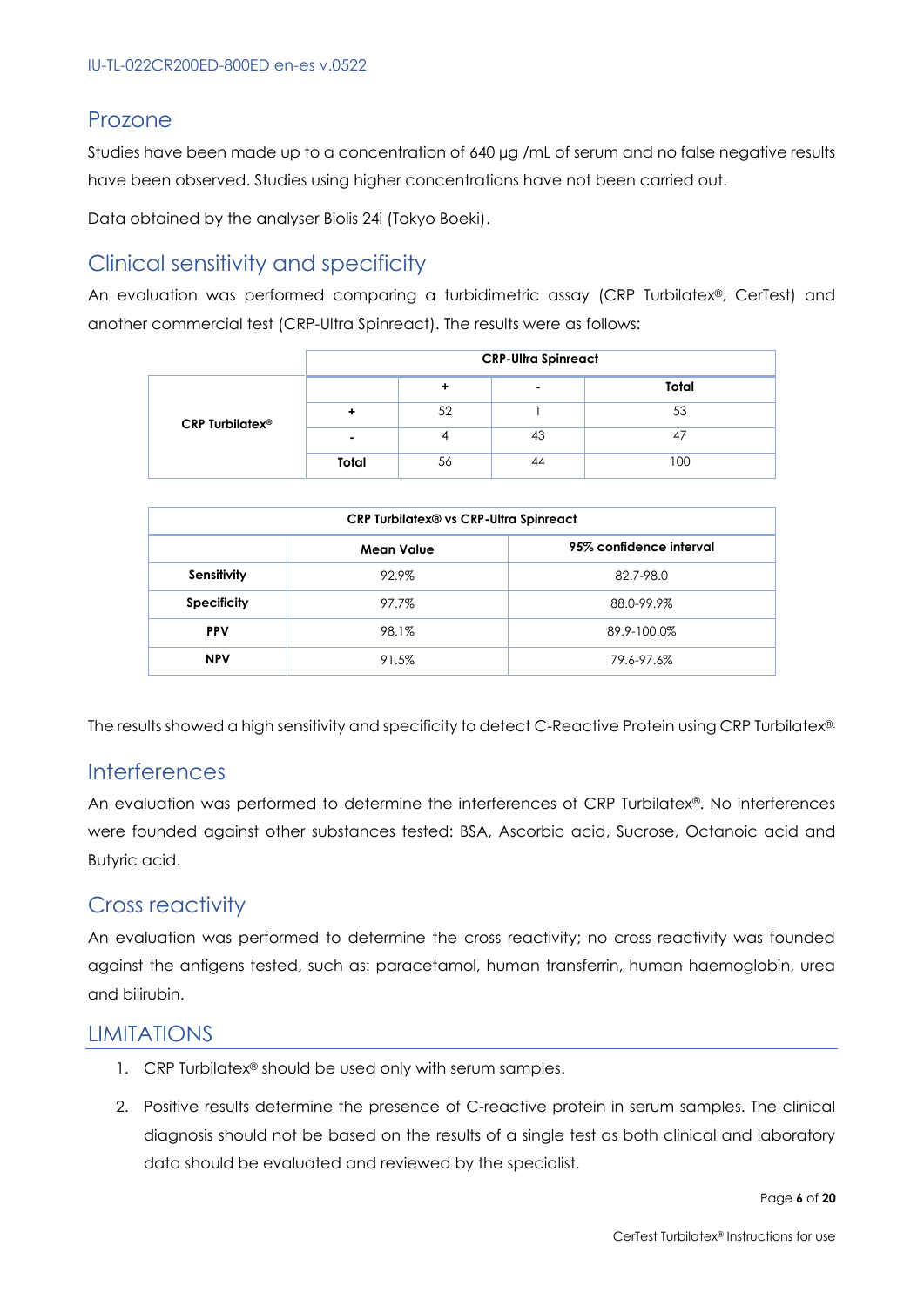## Prozone

Studies have been made up to a concentration of 640 µg /mL of serum and no false negative results have been observed. Studies using higher concentrations have not been carried out.

Data obtained by the analyser Biolis 24i (Tokyo Boeki).

## Clinical sensitivity and specificity

An evaluation was performed comparing a turbidimetric assay (CRP Turbilatex®, CerTest) and another commercial test (CRP-Ultra Spinreact). The results were as follows:

| | CRP-Ultra Spinreact | | | |
|---|---|---|---|---|
| | | **+** | **-** | **Total** |
| **CRP Turbilatex®** | **+** | 52 | 1 | 53 |
| | **-** | 4 | 43 | 47 |
| | **Total** | 56 | 44 | 100 |

| CRP Turbilatex® vs CRP-Ultra Spinreact | | |
|---|---|---|
| | **Mean Value** | **95% confidence interval** |
| **Sensitivity** | 92.9% | 82.7-98.0 |
| **Specificity** | 97.7% | 88.0-99.9% |
| **PPV** | 98.1% | 89.9-100.0% |
| **NPV** | 91.5% | 79.6-97.6% |

The results showed a high sensitivity and specificity to detect C-Reactive Protein using CRP Turbilatex®.

## Interferences

An evaluation was performed to determine the interferences of CRP Turbilatex®. No interferences were founded against other substances tested: BSA, Ascorbic acid, Sucrose, Octanoic acid and Butyric acid.

## Cross reactivity

An evaluation was performed to determine the cross reactivity; no cross reactivity was founded against the antigens tested, such as: paracetamol, human transferrin, human haemoglobin, urea and bilirubin.

## LIMITATIONS

1. CRP Turbilatex® should be used only with serum samples.
2. Positive results determine the presence of C-reactive protein in serum samples. The clinical diagnosis should not be based on the results of a single test as both clinical and laboratory data should be evaluated and reviewed by the specialist.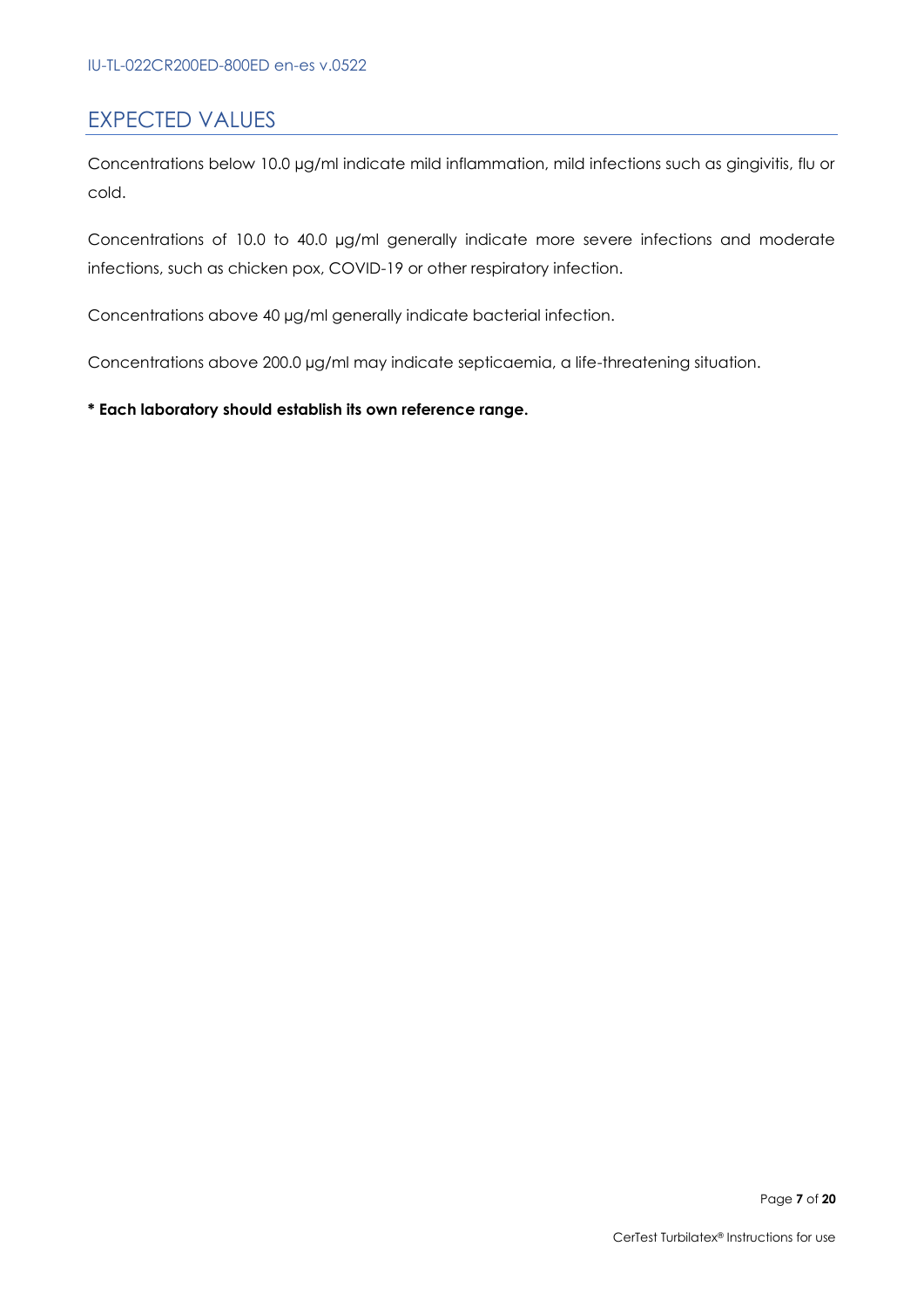## EXPECTED VALUES

Concentrations below 10.0 µg/ml indicate mild inflammation, mild infections such as gingivitis, flu or cold.

Concentrations of 10.0 to 40.0 µg/ml generally indicate more severe infections and moderate infections, such as chicken pox, COVID-19 or other respiratory infection.

Concentrations above 40 µg/ml generally indicate bacterial infection.

Concentrations above 200.0 µg/ml may indicate septicaemia, a life-threatening situation.

**\* Each laboratory should establish its own reference range.**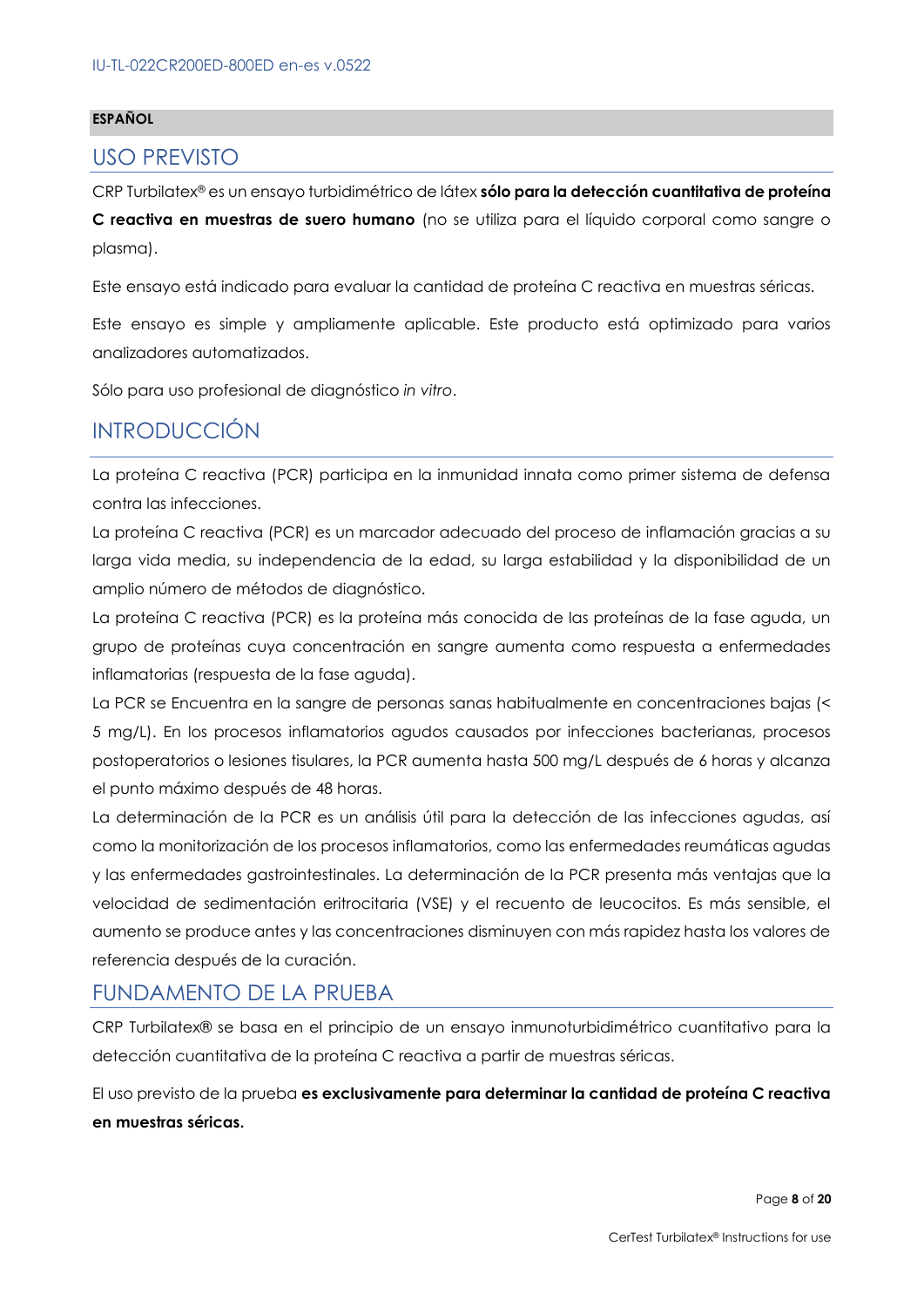## ESPAÑOL

## USO PREVISTO

CRP Turbilatex® es un ensayo turbidimétrico de látex **sólo para la detección cuantitativa de proteína C reactiva en muestras de suero humano** (no se utiliza para el líquido corporal como sangre o plasma).

Este ensayo está indicado para evaluar la cantidad de proteína C reactiva en muestras séricas.

Este ensayo es simple y ampliamente aplicable. Este producto está optimizado para varios analizadores automatizados.

Sólo para uso profesional de diagnóstico *in vitro*.

## INTRODUCCIÓN

La proteína C reactiva (PCR) participa en la inmunidad innata como primer sistema de defensa contra las infecciones.

La proteína C reactiva (PCR) es un marcador adecuado del proceso de inflamación gracias a su larga vida media, su independencia de la edad, su larga estabilidad y la disponibilidad de un amplio número de métodos de diagnóstico.

La proteína C reactiva (PCR) es la proteína más conocida de las proteínas de la fase aguda, un grupo de proteínas cuya concentración en sangre aumenta como respuesta a enfermedades inflamatorias (respuesta de la fase aguda).

La PCR se Encuentra en la sangre de personas sanas habitualmente en concentraciones bajas (< 5 mg/L). En los procesos inflamatorios agudos causados por infecciones bacterianas, procesos postoperatorios o lesiones tisulares, la PCR aumenta hasta 500 mg/L después de 6 horas y alcanza el punto máximo después de 48 horas.

La determinación de la PCR es un análisis útil para la detección de las infecciones agudas, así como la monitorización de los procesos inflamatorios, como las enfermedades reumáticas agudas y las enfermedades gastrointestinales. La determinación de la PCR presenta más ventajas que la velocidad de sedimentación eritrocitaria (VSE) y el recuento de leucocitos. Es más sensible, el aumento se produce antes y las concentraciones disminuyen con más rapidez hasta los valores de referencia después de la curación.

## FUNDAMENTO DE LA PRUEBA

CRP Turbilatex® se basa en el principio de un ensayo inmunoturbidimétrico cuantitativo para la detección cuantitativa de la proteína C reactiva a partir de muestras séricas.

El uso previsto de la prueba **es exclusivamente para determinar la cantidad de proteína C reactiva en muestras séricas.**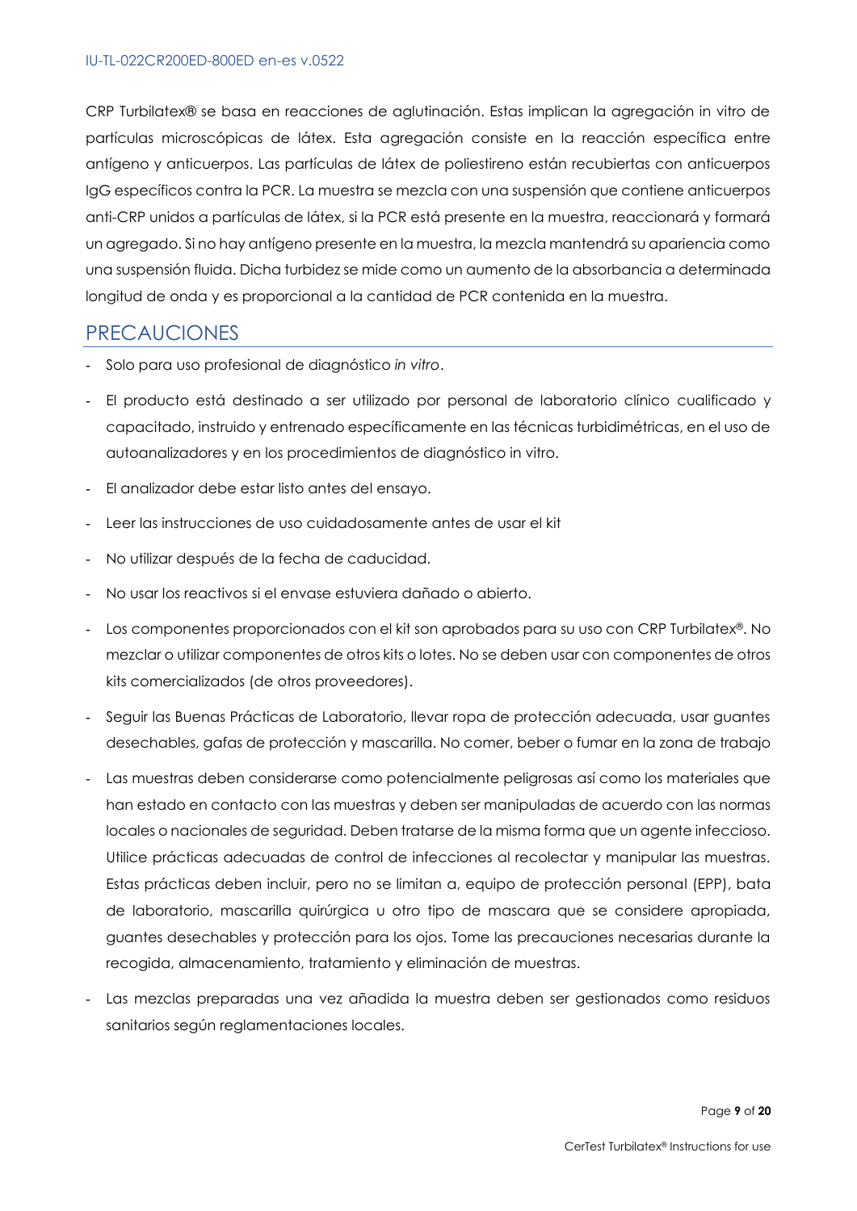CRP Turbilatex® se basa en reacciones de aglutinación. Estas implican la agregación in vitro de partículas microscópicas de látex. Esta agregación consiste en la reacción específica entre antígeno y anticuerpos. Las partículas de látex de poliestireno están recubiertas con anticuerpos IgG específicos contra la PCR. La muestra se mezcla con una suspensión que contiene anticuerpos anti-CRP unidos a partículas de látex, si la PCR está presente en la muestra, reaccionará y formará un agregado. Si no hay antígeno presente en la muestra, la mezcla mantendrá su apariencia como una suspensión fluida. Dicha turbidez se mide como un aumento de la absorbancia a determinada longitud de onda y es proporcional a la cantidad de PCR contenida en la muestra.

## PRECAUCIONES

- Solo para uso profesional de diagnóstico *in vitro*.
- El producto está destinado a ser utilizado por personal de laboratorio clínico cualificado y capacitado, instruido y entrenado específicamente en las técnicas turbidimétricas, en el uso de autoanalizadores y en los procedimientos de diagnóstico in vitro.
- El analizador debe estar listo antes del ensayo.
- Leer las instrucciones de uso cuidadosamente antes de usar el kit
- No utilizar después de la fecha de caducidad.
- No usar los reactivos si el envase estuviera dañado o abierto.
- Los componentes proporcionados con el kit son aprobados para su uso con CRP Turbilatex®. No mezclar o utilizar componentes de otros kits o lotes. No se deben usar con componentes de otros kits comercializados (de otros proveedores).
- Seguir las Buenas Prácticas de Laboratorio, llevar ropa de protección adecuada, usar guantes desechables, gafas de protección y mascarilla. No comer, beber o fumar en la zona de trabajo
- Las muestras deben considerarse como potencialmente peligrosas así como los materiales que han estado en contacto con las muestras y deben ser manipuladas de acuerdo con las normas locales o nacionales de seguridad. Deben tratarse de la misma forma que un agente infeccioso. Utilice prácticas adecuadas de control de infecciones al recolectar y manipular las muestras. Estas prácticas deben incluir, pero no se limitan a, equipo de protección personal (EPP), bata de laboratorio, mascarilla quirúrgica u otro tipo de mascara que se considere apropiada, guantes desechables y protección para los ojos. Tome las precauciones necesarias durante la recogida, almacenamiento, tratamiento y eliminación de muestras.
- Las mezclas preparadas una vez añadida la muestra deben ser gestionados como residuos sanitarios según reglamentaciones locales.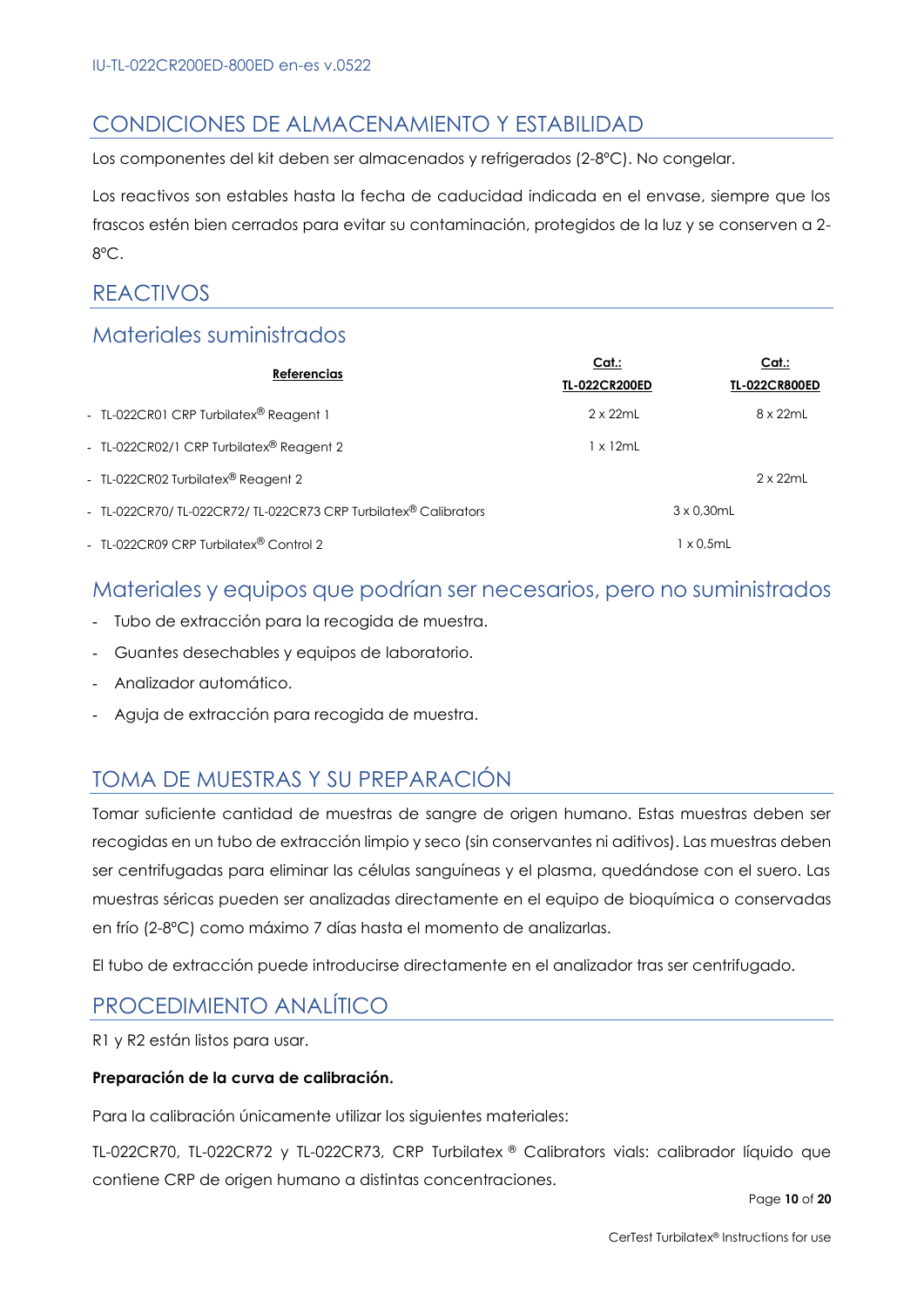## CONDICIONES DE ALMACENAMIENTO Y ESTABILIDAD

Los componentes del kit deben ser almacenados y refrigerados (2-8ºC). No congelar.

Los reactivos son estables hasta la fecha de caducidad indicada en el envase, siempre que los frascos estén bien cerrados para evitar su contaminación, protegidos de la luz y se conserven a 2-8ºC.

## REACTIVOS

### Materiales suministrados

| **Referencias** | **Cat.: TL-022CR200ED** | **Cat.: TL-022CR800ED** |
|---|---|---|
| - TL-022CR01 CRP Turbilatex® Reagent 1 | 2 x 22mL | 8 x 22mL |
| - TL-022CR02/1 CRP Turbilatex® Reagent 2 | 1 x 12mL | |
| - TL-022CR02 Turbilatex® Reagent 2 | | 2 x 22mL |
| - TL-022CR70/ TL-022CR72/ TL-022CR73 CRP Turbilatex® Calibrators | 3 x 0,30mL | 3 x 0,30mL |
| - TL-022CR09 CRP Turbilatex® Control 2 | 1 x 0,5mL | 1 x 0,5mL |

### Materiales y equipos que podrían ser necesarios, pero no suministrados

- Tubo de extracción para la recogida de muestra.
- Guantes desechables y equipos de laboratorio.
- Analizador automático.
- Aguja de extracción para recogida de muestra.

## TOMA DE MUESTRAS Y SU PREPARACIÓN

Tomar suficiente cantidad de muestras de sangre de origen humano. Estas muestras deben ser recogidas en un tubo de extracción limpio y seco (sin conservantes ni aditivos). Las muestras deben ser centrifugadas para eliminar las células sanguíneas y el plasma, quedándose con el suero. Las muestras séricas pueden ser analizadas directamente en el equipo de bioquímica o conservadas en frío (2-8ºC) como máximo 7 días hasta el momento de analizarlas.

El tubo de extracción puede introducirse directamente en el analizador tras ser centrifugado.

## PROCEDIMIENTO ANALÍTICO

R1 y R2 están listos para usar.

**Preparación de la curva de calibración.**

Para la calibración únicamente utilizar los siguientes materiales:

TL-022CR70, TL-022CR72 y TL-022CR73, CRP Turbilatex ® Calibrators vials: calibrador líquido que contiene CRP de origen humano a distintas concentraciones.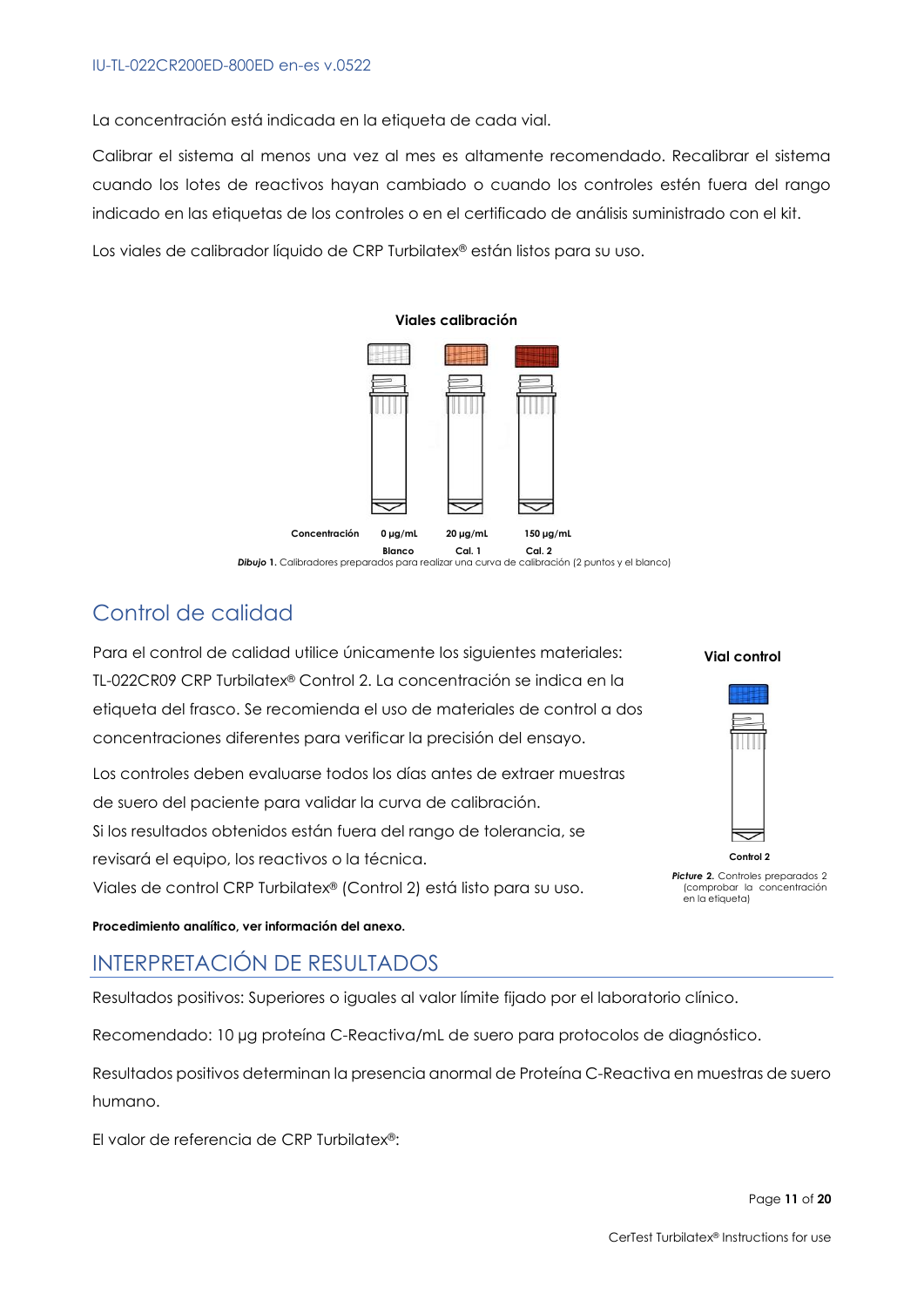La concentración está indicada en la etiqueta de cada vial.

Calibrar el sistema al menos una vez al mes es altamente recomendado. Recalibrar el sistema cuando los lotes de reactivos hayan cambiado o cuando los controles estén fuera del rango indicado en las etiquetas de los controles o en el certificado de análisis suministrado con el kit.

Los viales de calibrador líquido de CRP Turbilatex® están listos para su uso.

**Viales calibración**

| Concentración | 0 µg/mL | 20 µg/mL | 150 µg/mL |
|---|---|---|---|
| | Blanco | Cal. 1 | Cal. 2 |

***Dibujo* 1.** Calibradores preparados para realizar una curva de calibración (2 puntos y el blanco)

## Control de calidad

Para el control de calidad utilice únicamente los siguientes materiales: TL-022CR09 CRP Turbilatex® Control 2. La concentración se indica en la etiqueta del frasco. Se recomienda el uso de materiales de control a dos concentraciones diferentes para verificar la precisión del ensayo.

Los controles deben evaluarse todos los días antes de extraer muestras de suero del paciente para validar la curva de calibración.
Si los resultados obtenidos están fuera del rango de tolerancia, se revisará el equipo, los reactivos o la técnica.
Viales de control CRP Turbilatex® (Control 2) está listo para su uso.

**Vial control**

Control 2

***Picture* 2.** Controles preparados 2 (comprobar la concentración en la etiqueta)

**Procedimiento analítico, ver información del anexo.**

## INTERPRETACIÓN DE RESULTADOS

Resultados positivos: Superiores o iguales al valor límite fijado por el laboratorio clínico.

Recomendado: 10 µg proteína C-Reactiva/mL de suero para protocolos de diagnóstico.

Resultados positivos determinan la presencia anormal de Proteína C-Reactiva en muestras de suero humano.

El valor de referencia de CRP Turbilatex®: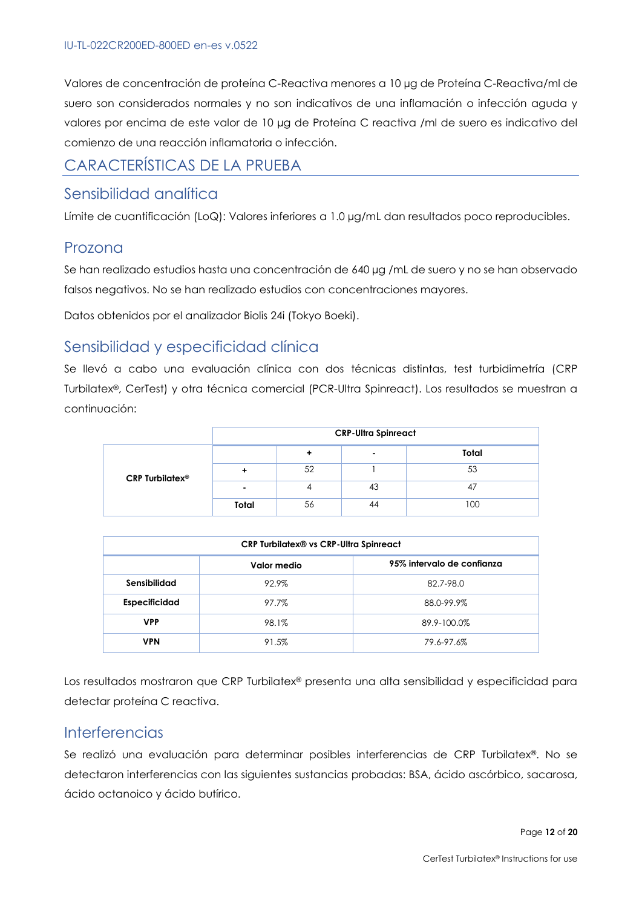Valores de concentración de proteína C-Reactiva menores a 10 µg de Proteína C-Reactiva/ml de suero son considerados normales y no son indicativos de una inflamación o infección aguda y valores por encima de este valor de 10 µg de Proteína C reactiva /ml de suero es indicativo del comienzo de una reacción inflamatoria o infección.

# CARACTERÍSTICAS DE LA PRUEBA

## Sensibilidad analítica

Límite de cuantificación (LoQ): Valores inferiores a 1.0 µg/mL dan resultados poco reproducibles.

## Prozona

Se han realizado estudios hasta una concentración de 640 µg /mL de suero y no se han observado falsos negativos. No se han realizado estudios con concentraciones mayores.

Datos obtenidos por el analizador Biolis 24i (Tokyo Boeki).

## Sensibilidad y especificidad clínica

Se llevó a cabo una evaluación clínica con dos técnicas distintas, test turbidimetría (CRP Turbilatex®, CerTest) y otra técnica comercial (PCR-Ultra Spinreact). Los resultados se muestran a continuación:

| | | CRP-Ultra Spinreact | | |
|---|---|---|---|---|
| | | **+** | **-** | **Total** |
| **CRP Turbilatex®** | **+** | 52 | 1 | 53 |
| | **-** | 4 | 43 | 47 |
| | **Total** | 56 | 44 | 100 |

| CRP Turbilatex® vs CRP-Ultra Spinreact | | |
|---|---|---|
| | **Valor medio** | **95% intervalo de confianza** |
| **Sensibilidad** | 92.9% | 82.7-98.0 |
| **Especificidad** | 97.7% | 88.0-99.9% |
| **VPP** | 98.1% | 89.9-100.0% |
| **VPN** | 91.5% | 79.6-97.6% |

Los resultados mostraron que CRP Turbilatex® presenta una alta sensibilidad y especificidad para detectar proteína C reactiva.

## Interferencias

Se realizó una evaluación para determinar posibles interferencias de CRP Turbilatex®. No se detectaron interferencias con las siguientes sustancias probadas: BSA, ácido ascórbico, sacarosa, ácido octanoico y ácido butírico.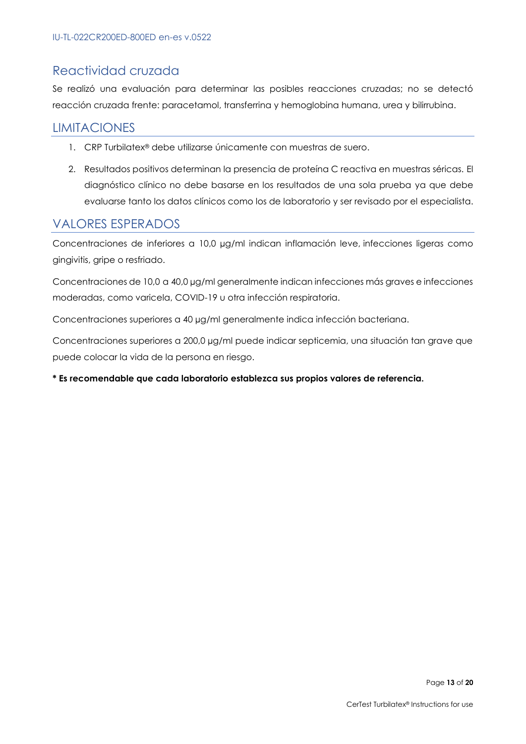## Reactividad cruzada

Se realizó una evaluación para determinar las posibles reacciones cruzadas; no se detectó reacción cruzada frente: paracetamol, transferrina y hemoglobina humana, urea y bilirrubina.

## LIMITACIONES

1. CRP Turbilatex® debe utilizarse únicamente con muestras de suero.
2. Resultados positivos determinan la presencia de proteína C reactiva en muestras séricas. El diagnóstico clínico no debe basarse en los resultados de una sola prueba ya que debe evaluarse tanto los datos clínicos como los de laboratorio y ser revisado por el especialista.

## VALORES ESPERADOS

Concentraciones de inferiores a 10,0 µg/ml indican inflamación leve, infecciones ligeras como gingivitis, gripe o resfriado.

Concentraciones de 10,0 a 40,0 µg/ml generalmente indican infecciones más graves e infecciones moderadas, como varicela, COVID-19 u otra infección respiratoria.

Concentraciones superiores a 40 µg/ml generalmente indica infección bacteriana.

Concentraciones superiores a 200,0 µg/ml puede indicar septicemia, una situación tan grave que puede colocar la vida de la persona en riesgo.

**\* Es recomendable que cada laboratorio establezca sus propios valores de referencia.**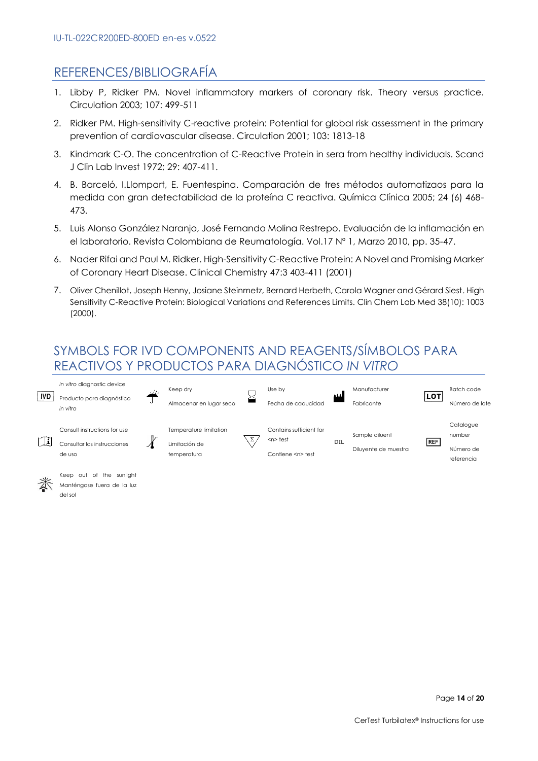## REFERENCES/BIBLIOGRAFÍA

1. Libby P, Ridker PM. Novel inflammatory markers of coronary risk. Theory versus practice. Circulation 2003; 107: 499-511
2. Ridker PM. High-sensitivity C-reactive protein: Potential for global risk assessment in the primary prevention of cardiovascular disease. Circulation 2001; 103: 1813-18
3. Kindmark C-O. The concentration of C-Reactive Protein in sera from healthy individuals. Scand J Clin Lab Invest 1972; 29: 407-411.
4. B. Barceló, I.Llompart, E. Fuentespina. Comparación de tres métodos automatizaos para la medida con gran detectabilidad de la proteína C reactiva. Química Clínica 2005; 24 (6) 468-473.
5. Luis Alonso González Naranjo, José Fernando Molina Restrepo. Evaluación de la inflamación en el laboratorio. Revista Colombiana de Reumatología. Vol.17 N° 1, Marzo 2010, pp. 35-47.
6. Nader Rifai and Paul M. Ridker. High-Sensitivity C-Reactive Protein: A Novel and Promising Marker of Coronary Heart Disease. Clinical Chemistry 47:3 403-411 (2001)
7. Oliver Chenillot, Joseph Henny, Josiane Steinmetz, Bernard Herbeth, Carola Wagner and Gérard Siest. High Sensitivity C-Reactive Protein: Biological Variations and References Limits. Clin Chem Lab Med 38(10): 1003 (2000).

## SYMBOLS FOR IVD COMPONENTS AND REAGENTS/SÍMBOLOS PARA REACTIVOS Y PRODUCTOS PARA DIAGNÓSTICO *IN VITRO*

| Symbol | Meaning | Symbol | Meaning | Symbol | Meaning | Symbol | Meaning | Symbol | Meaning |
|---|---|---|---|---|---|---|---|---|---|
| IVD | *In vitro* diagnostic device / Producto para diagnóstico *in vitro* | | Keep dry / Almacenar en lugar seco | | Use by / Fecha de caducidad | | Manufacturer / Fabricante | LOT | Batch code / Número de lote |
| | Consult instructions for use / Consultar las instrucciones de uso | | Temperature limitation / Limitación de temperatura | Σ | Contains sufficient for <n> test / Contiene <n> test | DIL | Sample diluent / Diluyente de muestra | REF | Catalogue number / Número de referencia |
| | Keep out of the sunlight / Manténgase fuera de la luz del sol | | | | | | | | |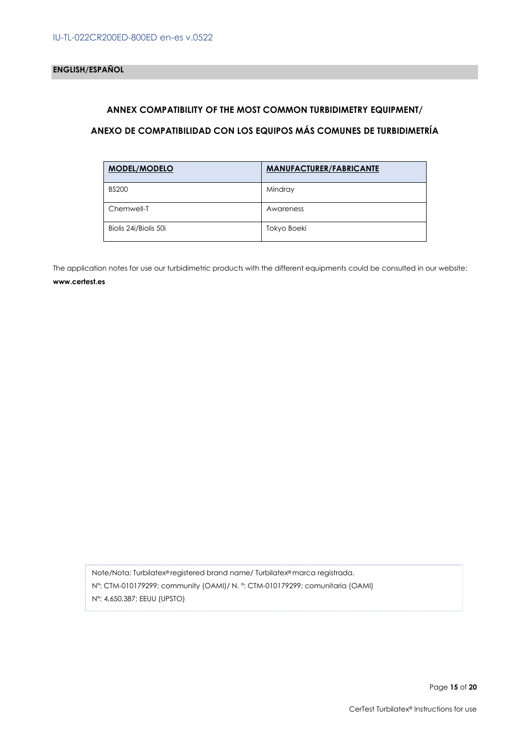**ENGLISH/ESPAÑOL**

## ANNEX COMPATIBILITY OF THE MOST COMMON TURBIDIMETRY EQUIPMENT/

## ANEXO DE COMPATIBILIDAD CON LOS EQUIPOS MÁS COMUNES DE TURBIDIMETRÍA

| MODEL/MODELO | MANUFACTURER/FABRICANTE |
|---|---|
| BS200 | Mindray |
| Chemwell-T | Awareness |
| Biolis 24i/Biolis 50i | Tokyo Boeki |

The application notes for use our turbidimetric products with the different equipments could be consulted in our website: **www.certest.es**

Note/Nota: Turbilatex® registered brand name/ Turbilatex® marca registrada.
Nº: CTM-010179299; community (OAMI)/ N. º: CTM-010179299; comunitaria (OAMI)
Nº: 4,650,387; EEUU (UPSTO)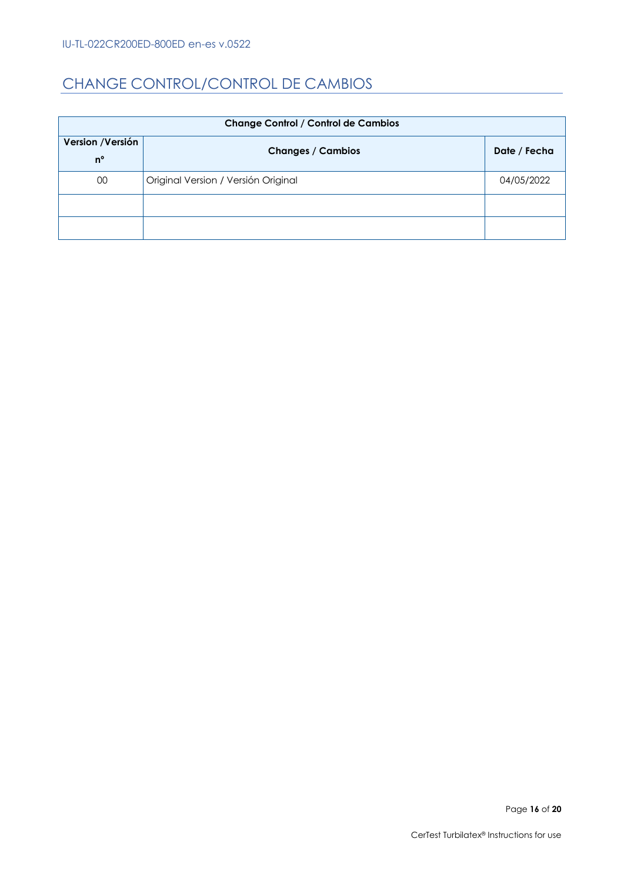## CHANGE CONTROL/CONTROL DE CAMBIOS

| Change Control / Control de Cambios | | |
|---|---|---|
| **Version /Versión nº** | **Changes / Cambios** | **Date / Fecha** |
| 00 | Original Version / Versión Original | 04/05/2022 |
| | | |
| | | |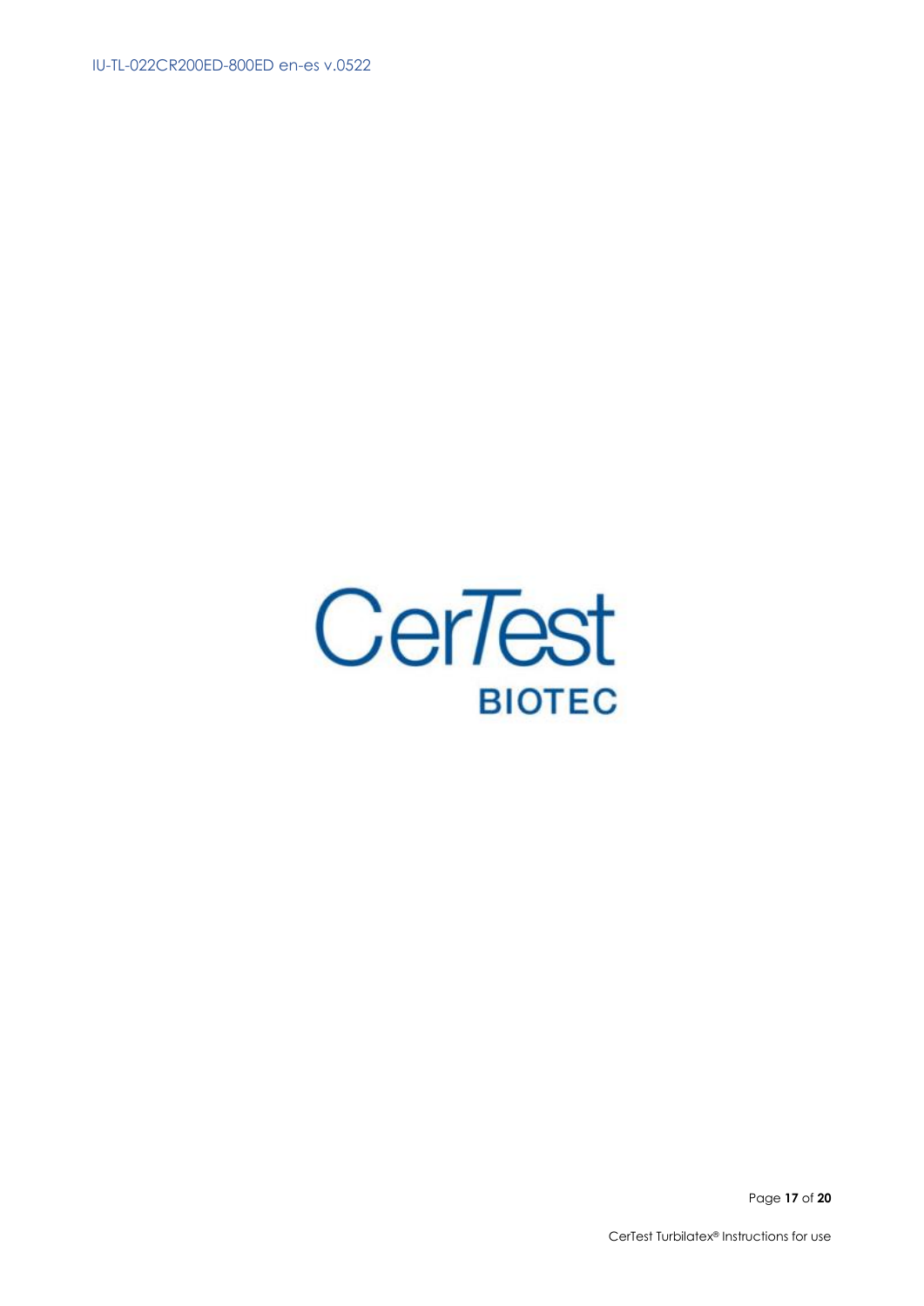CerTest

BIOTEC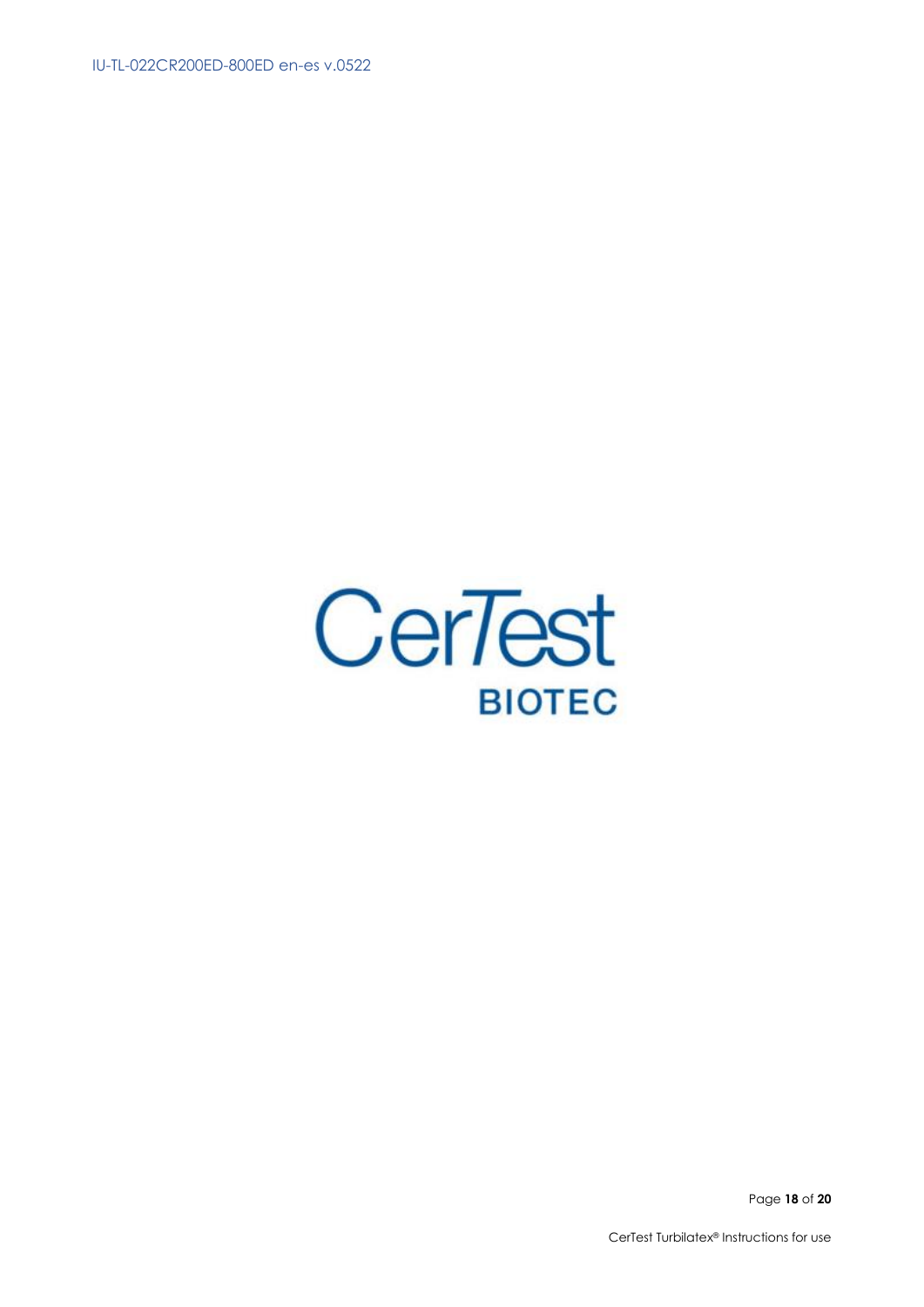CerTest

BIOTEC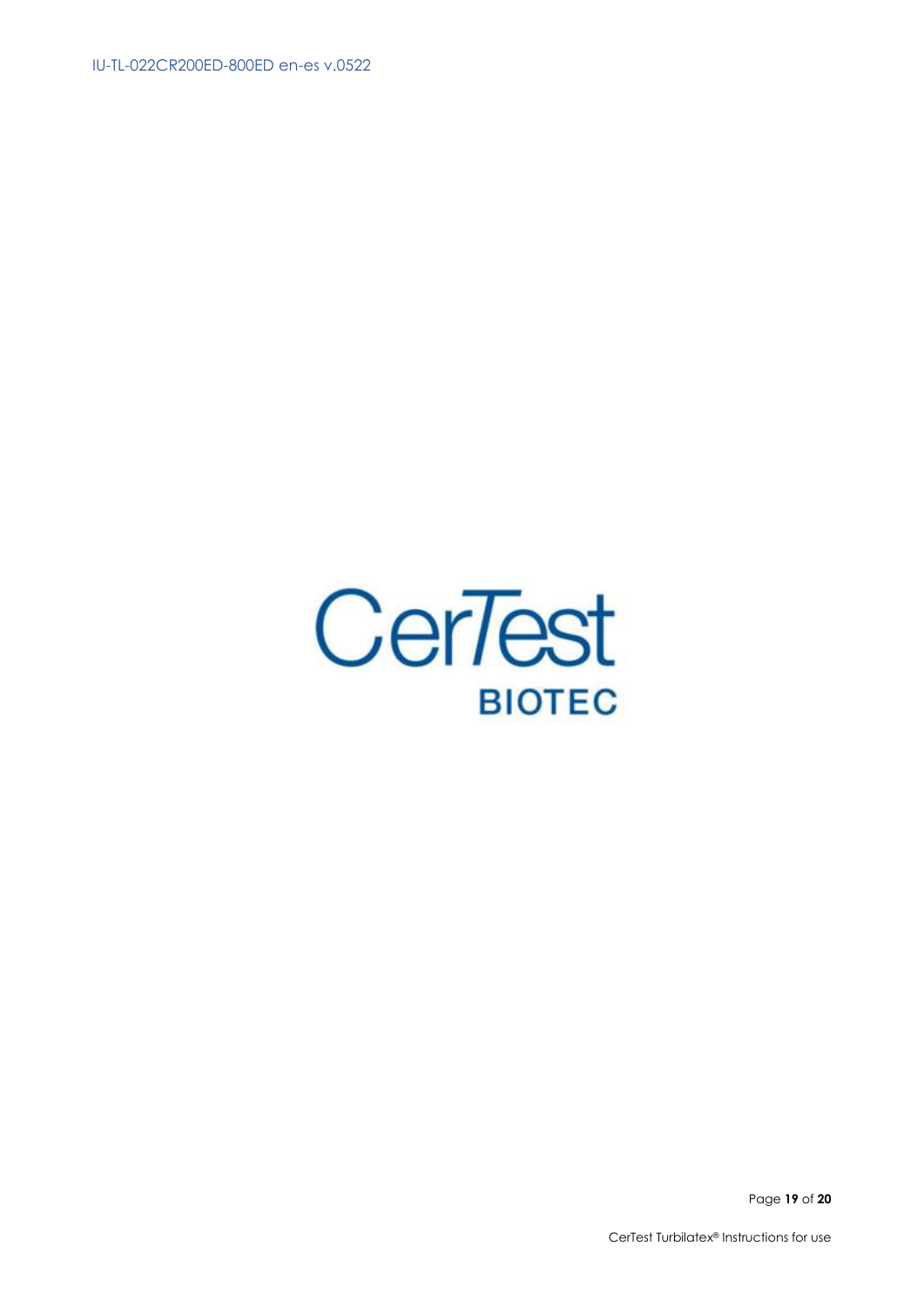CerTest

BIOTEC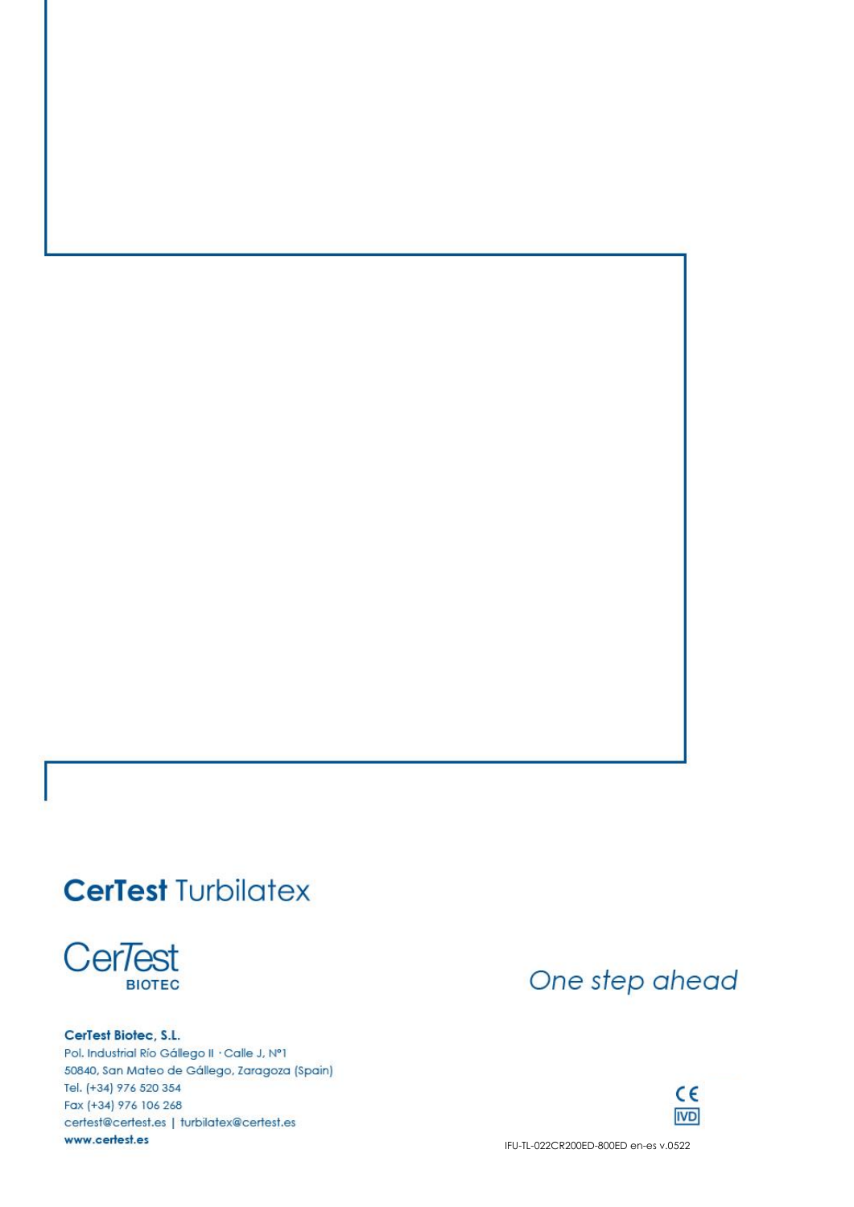**CerTest** Turbilatex

CerTest BIOTEC

*One step ahead*

**CerTest Biotec, S.L.**
Pol. Industrial Río Gállego II · Calle J, Nº1
50840, San Mateo de Gállego, Zaragoza (Spain)
Tel. (+34) 976 520 354
Fax (+34) 976 106 268
certest@certest.es | turbilatex@certest.es
**www.certest.es**

CE IVD

IFU-TL-022CR200ED-800ED en-es v.0522